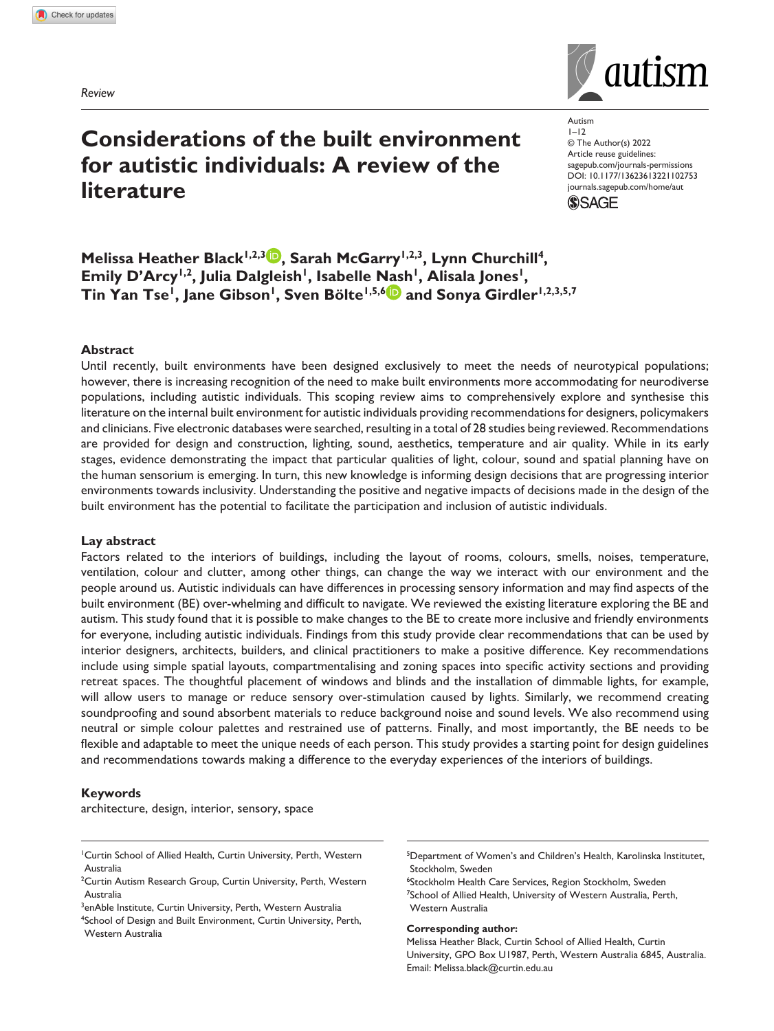*Review*

# Considerations of the built environment for autistic individuals: A review of the literature

Autism
1–12
© The Author(s) 2022
Article reuse guidelines:
sagepub.com/journals-permissions
DOI: 10.1177/13623613221102753
journals.sagepub.com/home/aut

**Melissa Heather Black[1,2,3], Sarah McGarry[1,2,3], Lynn Churchill[4], Emily D'Arcy[1,2], Julia Dalgleish[1], Isabelle Nash[1], Alisala Jones[1], Tin Yan Tse[1], Jane Gibson[1], Sven Bölte[1,5,6] and Sonya Girdler[1,2,3,5,7]**

## Abstract

Until recently, built environments have been designed exclusively to meet the needs of neurotypical populations; however, there is increasing recognition of the need to make built environments more accommodating for neurodiverse populations, including autistic individuals. This scoping review aims to comprehensively explore and synthesise this literature on the internal built environment for autistic individuals providing recommendations for designers, policymakers and clinicians. Five electronic databases were searched, resulting in a total of 28 studies being reviewed. Recommendations are provided for design and construction, lighting, sound, aesthetics, temperature and air quality. While in its early stages, evidence demonstrating the impact that particular qualities of light, colour, sound and spatial planning have on the human sensorium is emerging. In turn, this new knowledge is informing design decisions that are progressing interior environments towards inclusivity. Understanding the positive and negative impacts of decisions made in the design of the built environment has the potential to facilitate the participation and inclusion of autistic individuals.

## Lay abstract

Factors related to the interiors of buildings, including the layout of rooms, colours, smells, noises, temperature, ventilation, colour and clutter, among other things, can change the way we interact with our environment and the people around us. Autistic individuals can have differences in processing sensory information and may find aspects of the built environment (BE) over-whelming and difficult to navigate. We reviewed the existing literature exploring the BE and autism. This study found that it is possible to make changes to the BE to create more inclusive and friendly environments for everyone, including autistic individuals. Findings from this study provide clear recommendations that can be used by interior designers, architects, builders, and clinical practitioners to make a positive difference. Key recommendations include using simple spatial layouts, compartmentalising and zoning spaces into specific activity sections and providing retreat spaces. The thoughtful placement of windows and blinds and the installation of dimmable lights, for example, will allow users to manage or reduce sensory over-stimulation caused by lights. Similarly, we recommend creating soundproofing and sound absorbent materials to reduce background noise and sound levels. We also recommend using neutral or simple colour palettes and restrained use of patterns. Finally, and most importantly, the BE needs to be flexible and adaptable to meet the unique needs of each person. This study provides a starting point for design guidelines and recommendations towards making a difference to the everyday experiences of the interiors of buildings.

## Keywords

architecture, design, interior, sensory, space

[1]Curtin School of Allied Health, Curtin University, Perth, Western Australia
[2]Curtin Autism Research Group, Curtin University, Perth, Western Australia
[3]enAble Institute, Curtin University, Perth, Western Australia
[4]School of Design and Built Environment, Curtin University, Perth, Western Australia
[5]Department of Women's and Children's Health, Karolinska Institutet, Stockholm, Sweden
[6]Stockholm Health Care Services, Region Stockholm, Sweden
[7]School of Allied Health, University of Western Australia, Perth, Western Australia

**Corresponding author:**
Melissa Heather Black, Curtin School of Allied Health, Curtin University, GPO Box U1987, Perth, Western Australia 6845, Australia.
Email: Melissa.black@curtin.edu.au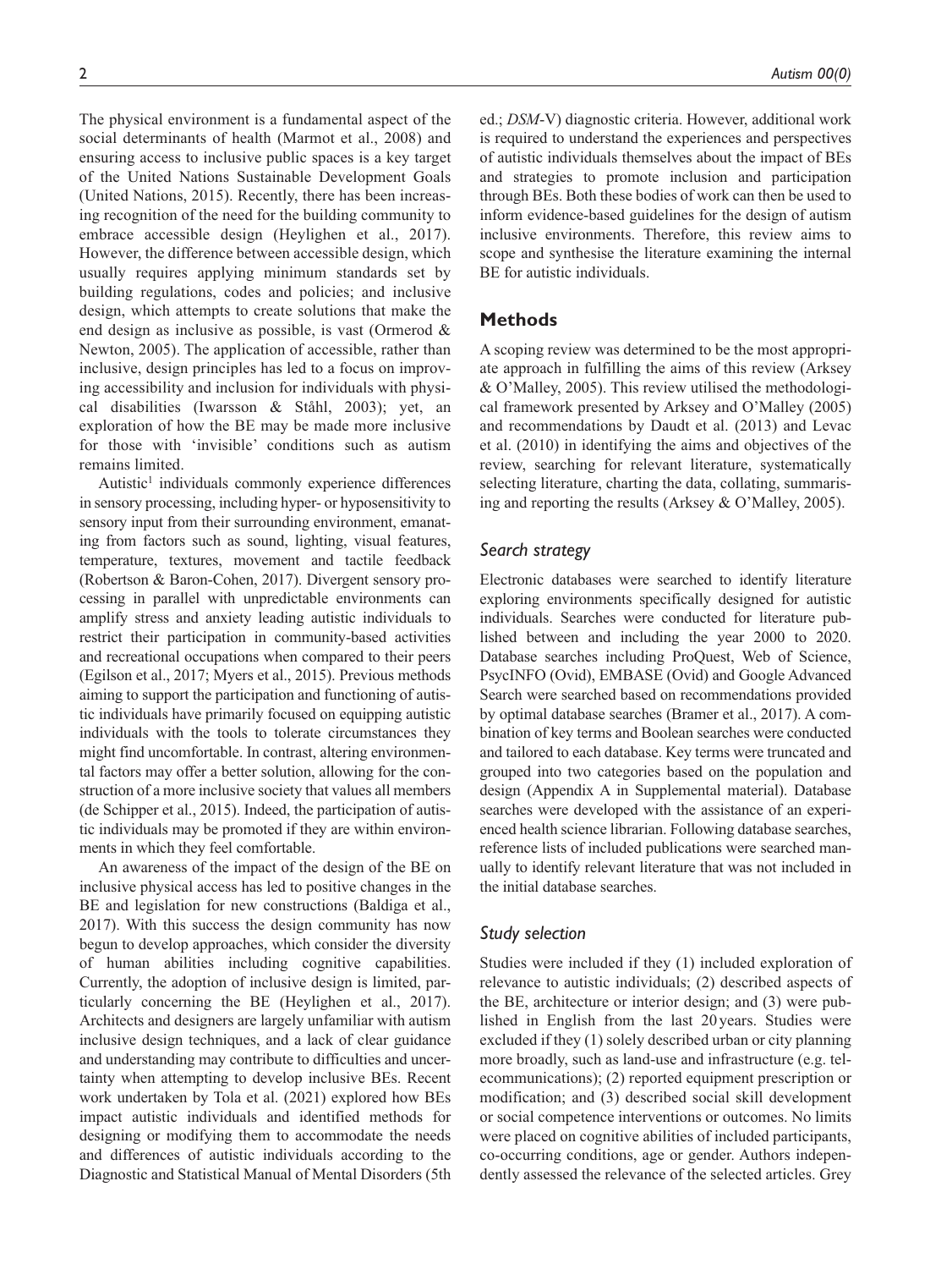The physical environment is a fundamental aspect of the social determinants of health (Marmot et al., 2008) and ensuring access to inclusive public spaces is a key target of the United Nations Sustainable Development Goals (United Nations, 2015). Recently, there has been increasing recognition of the need for the building community to embrace accessible design (Heylighen et al., 2017). However, the difference between accessible design, which usually requires applying minimum standards set by building regulations, codes and policies; and inclusive design, which attempts to create solutions that make the end design as inclusive as possible, is vast (Ormerod & Newton, 2005). The application of accessible, rather than inclusive, design principles has led to a focus on improving accessibility and inclusion for individuals with physical disabilities (Iwarsson & Ståhl, 2003); yet, an exploration of how the BE may be made more inclusive for those with 'invisible' conditions such as autism remains limited.

Autistic[1] individuals commonly experience differences in sensory processing, including hyper- or hyposensitivity to sensory input from their surrounding environment, emanating from factors such as sound, lighting, visual features, temperature, textures, movement and tactile feedback (Robertson & Baron-Cohen, 2017). Divergent sensory processing in parallel with unpredictable environments can amplify stress and anxiety leading autistic individuals to restrict their participation in community-based activities and recreational occupations when compared to their peers (Egilson et al., 2017; Myers et al., 2015). Previous methods aiming to support the participation and functioning of autistic individuals have primarily focused on equipping autistic individuals with the tools to tolerate circumstances they might find uncomfortable. In contrast, altering environmental factors may offer a better solution, allowing for the construction of a more inclusive society that values all members (de Schipper et al., 2015). Indeed, the participation of autistic individuals may be promoted if they are within environments in which they feel comfortable.

An awareness of the impact of the design of the BE on inclusive physical access has led to positive changes in the BE and legislation for new constructions (Baldiga et al., 2017). With this success the design community has now begun to develop approaches, which consider the diversity of human abilities including cognitive capabilities. Currently, the adoption of inclusive design is limited, particularly concerning the BE (Heylighen et al., 2017). Architects and designers are largely unfamiliar with autism inclusive design techniques, and a lack of clear guidance and understanding may contribute to difficulties and uncertainty when attempting to develop inclusive BEs. Recent work undertaken by Tola et al. (2021) explored how BEs impact autistic individuals and identified methods for designing or modifying them to accommodate the needs and differences of autistic individuals according to the Diagnostic and Statistical Manual of Mental Disorders (5th ed.; *DSM*-V) diagnostic criteria. However, additional work is required to understand the experiences and perspectives of autistic individuals themselves about the impact of BEs and strategies to promote inclusion and participation through BEs. Both these bodies of work can then be used to inform evidence-based guidelines for the design of autism inclusive environments. Therefore, this review aims to scope and synthesise the literature examining the internal BE for autistic individuals.

## Methods

A scoping review was determined to be the most appropriate approach in fulfilling the aims of this review (Arksey & O'Malley, 2005). This review utilised the methodological framework presented by Arksey and O'Malley (2005) and recommendations by Daudt et al. (2013) and Levac et al. (2010) in identifying the aims and objectives of the review, searching for relevant literature, systematically selecting literature, charting the data, collating, summarising and reporting the results (Arksey & O'Malley, 2005).

### *Search strategy*

Electronic databases were searched to identify literature exploring environments specifically designed for autistic individuals. Searches were conducted for literature published between and including the year 2000 to 2020. Database searches including ProQuest, Web of Science, PsycINFO (Ovid), EMBASE (Ovid) and Google Advanced Search were searched based on recommendations provided by optimal database searches (Bramer et al., 2017). A combination of key terms and Boolean searches were conducted and tailored to each database. Key terms were truncated and grouped into two categories based on the population and design (Appendix A in Supplemental material). Database searches were developed with the assistance of an experienced health science librarian. Following database searches, reference lists of included publications were searched manually to identify relevant literature that was not included in the initial database searches.

### *Study selection*

Studies were included if they (1) included exploration of relevance to autistic individuals; (2) described aspects of the BE, architecture or interior design; and (3) were published in English from the last 20 years. Studies were excluded if they (1) solely described urban or city planning more broadly, such as land-use and infrastructure (e.g. telecommunications); (2) reported equipment prescription or modification; and (3) described social skill development or social competence interventions or outcomes. No limits were placed on cognitive abilities of included participants, co-occurring conditions, age or gender. Authors independently assessed the relevance of the selected articles. Grey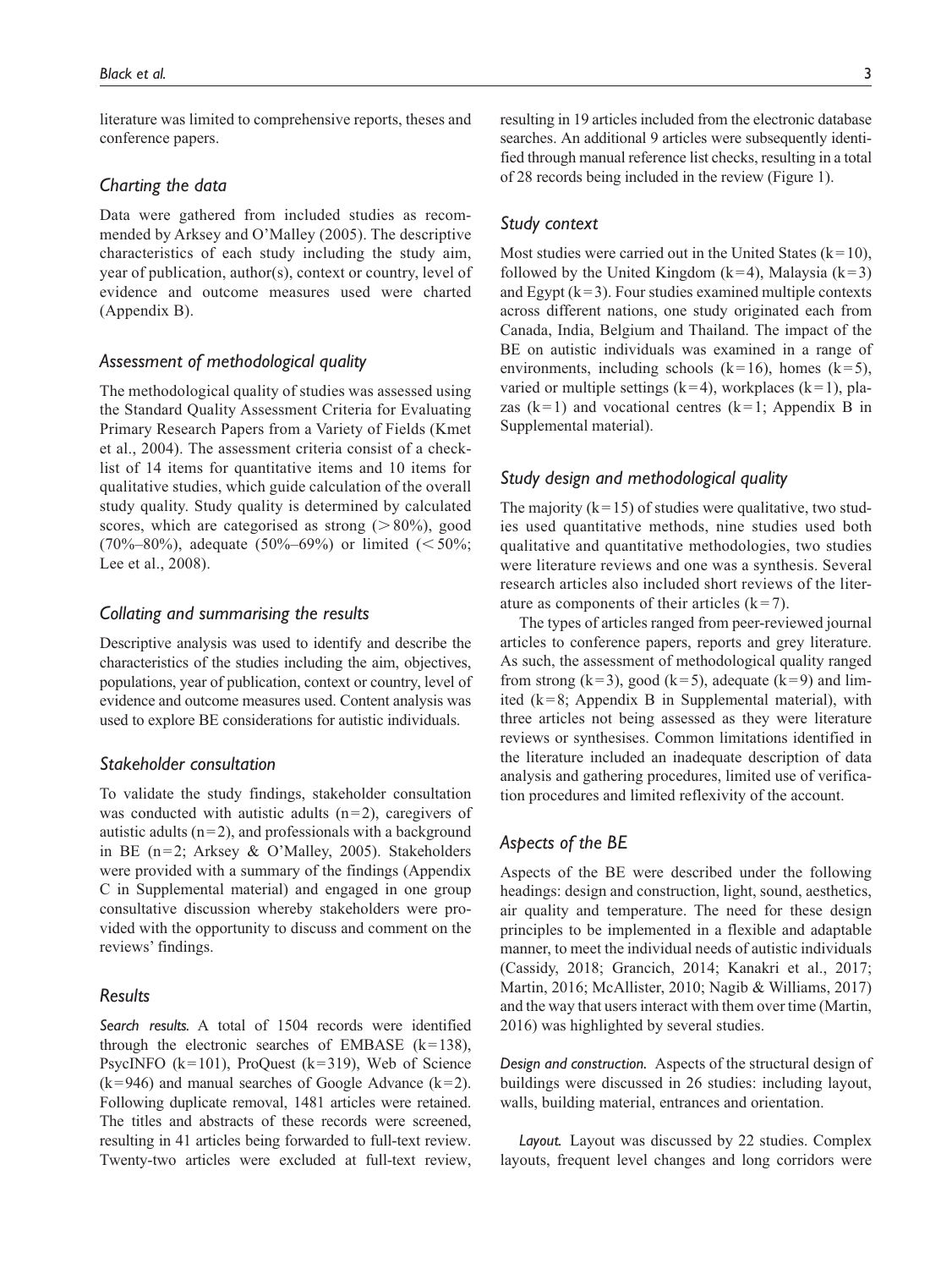literature was limited to comprehensive reports, theses and conference papers.

### *Charting the data*

Data were gathered from included studies as recommended by Arksey and O'Malley (2005). The descriptive characteristics of each study including the study aim, year of publication, author(s), context or country, level of evidence and outcome measures used were charted (Appendix B).

### *Assessment of methodological quality*

The methodological quality of studies was assessed using the Standard Quality Assessment Criteria for Evaluating Primary Research Papers from a Variety of Fields (Kmet et al., 2004). The assessment criteria consist of a checklist of 14 items for quantitative items and 10 items for qualitative studies, which guide calculation of the overall study quality. Study quality is determined by calculated scores, which are categorised as strong ($>80\%$), good (70%–80%), adequate (50%–69%) or limited ($<50\%$; Lee et al., 2008).

### *Collating and summarising the results*

Descriptive analysis was used to identify and describe the characteristics of the studies including the aim, objectives, populations, year of publication, context or country, level of evidence and outcome measures used. Content analysis was used to explore BE considerations for autistic individuals.

### *Stakeholder consultation*

To validate the study findings, stakeholder consultation was conducted with autistic adults ($n=2$), caregivers of autistic adults ($n=2$), and professionals with a background in BE ($n=2$; Arksey & O'Malley, 2005). Stakeholders were provided with a summary of the findings (Appendix C in Supplemental material) and engaged in one group consultative discussion whereby stakeholders were provided with the opportunity to discuss and comment on the reviews' findings.

## *Results*

***Search results.*** A total of 1504 records were identified through the electronic searches of EMBASE ($k=138$), PsycINFO ($k=101$), ProQuest ($k=319$), Web of Science ($k=946$) and manual searches of Google Advance ($k=2$). Following duplicate removal, 1481 articles were retained. The titles and abstracts of these records were screened, resulting in 41 articles being forwarded to full-text review. Twenty-two articles were excluded at full-text review, resulting in 19 articles included from the electronic database searches. An additional 9 articles were subsequently identified through manual reference list checks, resulting in a total of 28 records being included in the review (Figure 1).

### *Study context*

Most studies were carried out in the United States ($k=10$), followed by the United Kingdom ($k=4$), Malaysia ($k=3$) and Egypt ($k=3$). Four studies examined multiple contexts across different nations, one study originated each from Canada, India, Belgium and Thailand. The impact of the BE on autistic individuals was examined in a range of environments, including schools ($k=16$), homes ($k=5$), varied or multiple settings ($k=4$), workplaces ($k=1$), plazas ($k=1$) and vocational centres ($k=1$; Appendix B in Supplemental material).

### *Study design and methodological quality*

The majority ($k=15$) of studies were qualitative, two studies used quantitative methods, nine studies used both qualitative and quantitative methodologies, two studies were literature reviews and one was a synthesis. Several research articles also included short reviews of the literature as components of their articles ($k=7$).

The types of articles ranged from peer-reviewed journal articles to conference papers, reports and grey literature. As such, the assessment of methodological quality ranged from strong ($k=3$), good ($k=5$), adequate ($k=9$) and limited ($k=8$; Appendix B in Supplemental material), with three articles not being assessed as they were literature reviews or synthesises. Common limitations identified in the literature included an inadequate description of data analysis and gathering procedures, limited use of verification procedures and limited reflexivity of the account.

## *Aspects of the BE*

Aspects of the BE were described under the following headings: design and construction, light, sound, aesthetics, air quality and temperature. The need for these design principles to be implemented in a flexible and adaptable manner, to meet the individual needs of autistic individuals (Cassidy, 2018; Grancich, 2014; Kanakri et al., 2017; Martin, 2016; McAllister, 2010; Nagib & Williams, 2017) and the way that users interact with them over time (Martin, 2016) was highlighted by several studies.

***Design and construction.*** Aspects of the structural design of buildings were discussed in 26 studies: including layout, walls, building material, entrances and orientation.

*Layout.* Layout was discussed by 22 studies. Complex layouts, frequent level changes and long corridors were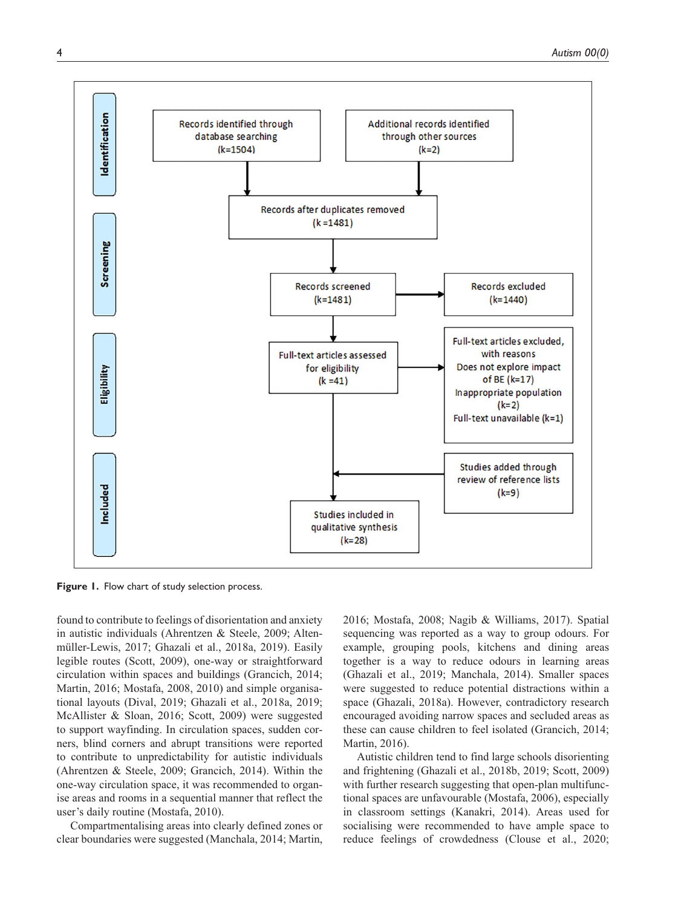Figure 1. Flow chart of study selection process.

found to contribute to feelings of disorientation and anxiety in autistic individuals (Ahrentzen & Steele, 2009; Altenmüller-Lewis, 2017; Ghazali et al., 2018a, 2019). Easily legible routes (Scott, 2009), one-way or straightforward circulation within spaces and buildings (Grancich, 2014; Martin, 2016; Mostafa, 2008, 2010) and simple organisational layouts (Dival, 2019; Ghazali et al., 2018a, 2019; McAllister & Sloan, 2016; Scott, 2009) were suggested to support wayfinding. In circulation spaces, sudden corners, blind corners and abrupt transitions were reported to contribute to unpredictability for autistic individuals (Ahrentzen & Steele, 2009; Grancich, 2014). Within the one-way circulation space, it was recommended to organise areas and rooms in a sequential manner that reflect the user's daily routine (Mostafa, 2010).

Compartmentalising areas into clearly defined zones or clear boundaries were suggested (Manchala, 2014; Martin, 2016; Mostafa, 2008; Nagib & Williams, 2017). Spatial sequencing was reported as a way to group odours. For example, grouping pools, kitchens and dining areas together is a way to reduce odours in learning areas (Ghazali et al., 2019; Manchala, 2014). Smaller spaces were suggested to reduce potential distractions within a space (Ghazali, 2018a). However, contradictory research encouraged avoiding narrow spaces and secluded areas as these can cause children to feel isolated (Grancich, 2014; Martin, 2016).

Autistic children tend to find large schools disorienting and frightening (Ghazali et al., 2018b, 2019; Scott, 2009) with further research suggesting that open-plan multifunctional spaces are unfavourable (Mostafa, 2006), especially in classroom settings (Kanakri, 2014). Areas used for socialising were recommended to have ample space to reduce feelings of crowdedness (Clouse et al., 2020;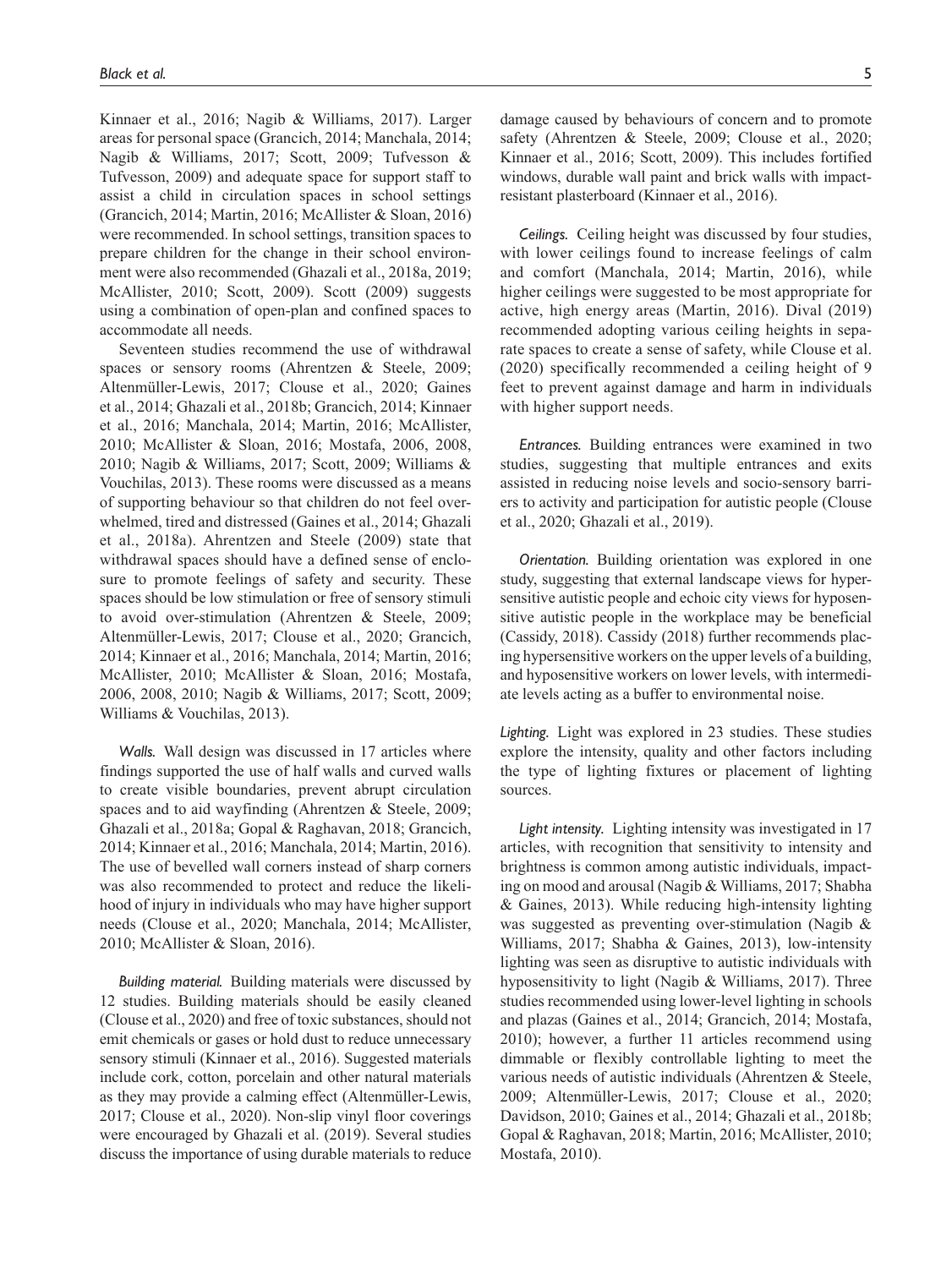Kinnaer et al., 2016; Nagib & Williams, 2017). Larger areas for personal space (Grancich, 2014; Manchala, 2014; Nagib & Williams, 2017; Scott, 2009; Tufvesson & Tufvesson, 2009) and adequate space for support staff to assist a child in circulation spaces in school settings (Grancich, 2014; Martin, 2016; McAllister & Sloan, 2016) were recommended. In school settings, transition spaces to prepare children for the change in their school environment were also recommended (Ghazali et al., 2018a, 2019; McAllister, 2010; Scott, 2009). Scott (2009) suggests using a combination of open-plan and confined spaces to accommodate all needs.

Seventeen studies recommend the use of withdrawal spaces or sensory rooms (Ahrentzen & Steele, 2009; Altenmüller-Lewis, 2017; Clouse et al., 2020; Gaines et al., 2014; Ghazali et al., 2018b; Grancich, 2014; Kinnaer et al., 2016; Manchala, 2014; Martin, 2016; McAllister, 2010; McAllister & Sloan, 2016; Mostafa, 2006, 2008, 2010; Nagib & Williams, 2017; Scott, 2009; Williams & Vouchilas, 2013). These rooms were discussed as a means of supporting behaviour so that children do not feel overwhelmed, tired and distressed (Gaines et al., 2014; Ghazali et al., 2018a). Ahrentzen and Steele (2009) state that withdrawal spaces should have a defined sense of enclosure to promote feelings of safety and security. These spaces should be low stimulation or free of sensory stimuli to avoid over-stimulation (Ahrentzen & Steele, 2009; Altenmüller-Lewis, 2017; Clouse et al., 2020; Grancich, 2014; Kinnaer et al., 2016; Manchala, 2014; Martin, 2016; McAllister, 2010; McAllister & Sloan, 2016; Mostafa, 2006, 2008, 2010; Nagib & Williams, 2017; Scott, 2009; Williams & Vouchilas, 2013).

*Walls.* Wall design was discussed in 17 articles where findings supported the use of half walls and curved walls to create visible boundaries, prevent abrupt circulation spaces and to aid wayfinding (Ahrentzen & Steele, 2009; Ghazali et al., 2018a; Gopal & Raghavan, 2018; Grancich, 2014; Kinnaer et al., 2016; Manchala, 2014; Martin, 2016). The use of bevelled wall corners instead of sharp corners was also recommended to protect and reduce the likelihood of injury in individuals who may have higher support needs (Clouse et al., 2020; Manchala, 2014; McAllister, 2010; McAllister & Sloan, 2016).

*Building material.* Building materials were discussed by 12 studies. Building materials should be easily cleaned (Clouse et al., 2020) and free of toxic substances, should not emit chemicals or gases or hold dust to reduce unnecessary sensory stimuli (Kinnaer et al., 2016). Suggested materials include cork, cotton, porcelain and other natural materials as they may provide a calming effect (Altenmüller-Lewis, 2017; Clouse et al., 2020). Non-slip vinyl floor coverings were encouraged by Ghazali et al. (2019). Several studies discuss the importance of using durable materials to reduce damage caused by behaviours of concern and to promote safety (Ahrentzen & Steele, 2009; Clouse et al., 2020; Kinnaer et al., 2016; Scott, 2009). This includes fortified windows, durable wall paint and brick walls with impact-resistant plasterboard (Kinnaer et al., 2016).

*Ceilings.* Ceiling height was discussed by four studies, with lower ceilings found to increase feelings of calm and comfort (Manchala, 2014; Martin, 2016), while higher ceilings were suggested to be most appropriate for active, high energy areas (Martin, 2016). Dival (2019) recommended adopting various ceiling heights in separate spaces to create a sense of safety, while Clouse et al. (2020) specifically recommended a ceiling height of 9 feet to prevent against damage and harm in individuals with higher support needs.

*Entrances.* Building entrances were examined in two studies, suggesting that multiple entrances and exits assisted in reducing noise levels and socio-sensory barriers to activity and participation for autistic people (Clouse et al., 2020; Ghazali et al., 2019).

*Orientation.* Building orientation was explored in one study, suggesting that external landscape views for hypersensitive autistic people and echoic city views for hyposensitive autistic people in the workplace may be beneficial (Cassidy, 2018). Cassidy (2018) further recommends placing hypersensitive workers on the upper levels of a building, and hyposensitive workers on lower levels, with intermediate levels acting as a buffer to environmental noise.

*Lighting.* Light was explored in 23 studies. These studies explore the intensity, quality and other factors including the type of lighting fixtures or placement of lighting sources.

*Light intensity.* Lighting intensity was investigated in 17 articles, with recognition that sensitivity to intensity and brightness is common among autistic individuals, impacting on mood and arousal (Nagib & Williams, 2017; Shabha & Gaines, 2013). While reducing high-intensity lighting was suggested as preventing over-stimulation (Nagib & Williams, 2017; Shabha & Gaines, 2013), low-intensity lighting was seen as disruptive to autistic individuals with hyposensitivity to light (Nagib & Williams, 2017). Three studies recommended using lower-level lighting in schools and plazas (Gaines et al., 2014; Grancich, 2014; Mostafa, 2010); however, a further 11 articles recommend using dimmable or flexibly controllable lighting to meet the various needs of autistic individuals (Ahrentzen & Steele, 2009; Altenmüller-Lewis, 2017; Clouse et al., 2020; Davidson, 2010; Gaines et al., 2014; Ghazali et al., 2018b; Gopal & Raghavan, 2018; Martin, 2016; McAllister, 2010; Mostafa, 2010).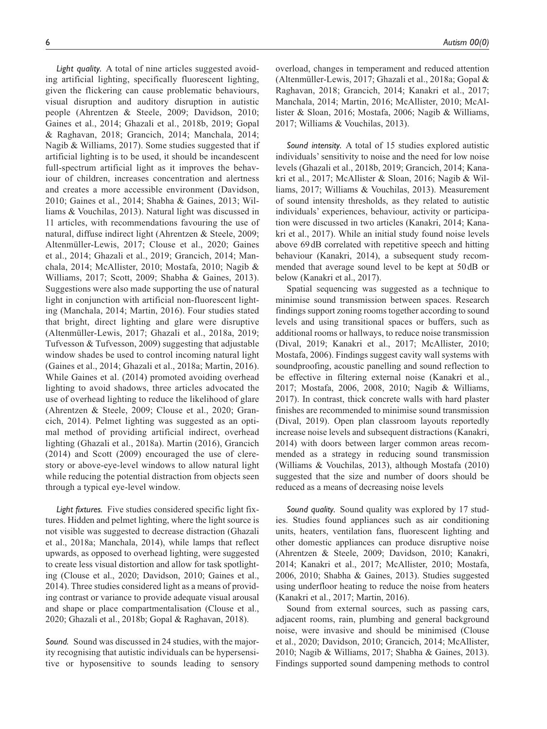*Light quality.* A total of nine articles suggested avoiding artificial lighting, specifically fluorescent lighting, given the flickering can cause problematic behaviours, visual disruption and auditory disruption in autistic people (Ahrentzen & Steele, 2009; Davidson, 2010; Gaines et al., 2014; Ghazali et al., 2018b, 2019; Gopal & Raghavan, 2018; Grancich, 2014; Manchala, 2014; Nagib & Williams, 2017). Some studies suggested that if artificial lighting is to be used, it should be incandescent full-spectrum artificial light as it improves the behaviour of children, increases concentration and alertness and creates a more accessible environment (Davidson, 2010; Gaines et al., 2014; Shabha & Gaines, 2013; Williams & Vouchilas, 2013). Natural light was discussed in 11 articles, with recommendations favouring the use of natural, diffuse indirect light (Ahrentzen & Steele, 2009; Altenmüller-Lewis, 2017; Clouse et al., 2020; Gaines et al., 2014; Ghazali et al., 2019; Grancich, 2014; Manchala, 2014; McAllister, 2010; Mostafa, 2010; Nagib & Williams, 2017; Scott, 2009; Shabha & Gaines, 2013). Suggestions were also made supporting the use of natural light in conjunction with artificial non-fluorescent lighting (Manchala, 2014; Martin, 2016). Four studies stated that bright, direct lighting and glare were disruptive (Altenmüller-Lewis, 2017; Ghazali et al., 2018a, 2019; Tufvesson & Tufvesson, 2009) suggesting that adjustable window shades be used to control incoming natural light (Gaines et al., 2014; Ghazali et al., 2018a; Martin, 2016). While Gaines et al. (2014) promoted avoiding overhead lighting to avoid shadows, three articles advocated the use of overhead lighting to reduce the likelihood of glare (Ahrentzen & Steele, 2009; Clouse et al., 2020; Grancich, 2014). Pelmet lighting was suggested as an optimal method of providing artificial indirect, overhead lighting (Ghazali et al., 2018a). Martin (2016), Grancich (2014) and Scott (2009) encouraged the use of clerestory or above-eye-level windows to allow natural light while reducing the potential distraction from objects seen through a typical eye-level window.

*Light fixtures.* Five studies considered specific light fixtures. Hidden and pelmet lighting, where the light source is not visible was suggested to decrease distraction (Ghazali et al., 2018a; Manchala, 2014), while lamps that reflect upwards, as opposed to overhead lighting, were suggested to create less visual distortion and allow for task spotlighting (Clouse et al., 2020; Davidson, 2010; Gaines et al., 2014). Three studies considered light as a means of providing contrast or variance to provide adequate visual arousal and shape or place compartmentalisation (Clouse et al., 2020; Ghazali et al., 2018b; Gopal & Raghavan, 2018).

*Sound.* Sound was discussed in 24 studies, with the majority recognising that autistic individuals can be hypersensitive or hyposensitive to sounds leading to sensory overload, changes in temperament and reduced attention (Altenmüller-Lewis, 2017; Ghazali et al., 2018a; Gopal & Raghavan, 2018; Grancich, 2014; Kanakri et al., 2017; Manchala, 2014; Martin, 2016; McAllister, 2010; McAllister & Sloan, 2016; Mostafa, 2006; Nagib & Williams, 2017; Williams & Vouchilas, 2013).

*Sound intensity.* A total of 15 studies explored autistic individuals' sensitivity to noise and the need for low noise levels (Ghazali et al., 2018b, 2019; Grancich, 2014; Kanakri et al., 2017; McAllister & Sloan, 2016; Nagib & Williams, 2017; Williams & Vouchilas, 2013). Measurement of sound intensity thresholds, as they related to autistic individuals' experiences, behaviour, activity or participation were discussed in two articles (Kanakri, 2014; Kanakri et al., 2017). While an initial study found noise levels above 69 dB correlated with repetitive speech and hitting behaviour (Kanakri, 2014), a subsequent study recommended that average sound level to be kept at 50 dB or below (Kanakri et al., 2017).

Spatial sequencing was suggested as a technique to minimise sound transmission between spaces. Research findings support zoning rooms together according to sound levels and using transitional spaces or buffers, such as additional rooms or hallways, to reduce noise transmission (Dival, 2019; Kanakri et al., 2017; McAllister, 2010; Mostafa, 2006). Findings suggest cavity wall systems with soundproofing, acoustic panelling and sound reflection to be effective in filtering external noise (Kanakri et al., 2017; Mostafa, 2006, 2008, 2010; Nagib & Williams, 2017). In contrast, thick concrete walls with hard plaster finishes are recommended to minimise sound transmission (Dival, 2019). Open plan classroom layouts reportedly increase noise levels and subsequent distractions (Kanakri, 2014) with doors between larger common areas recommended as a strategy in reducing sound transmission (Williams & Vouchilas, 2013), although Mostafa (2010) suggested that the size and number of doors should be reduced as a means of decreasing noise levels

*Sound quality.* Sound quality was explored by 17 studies. Studies found appliances such as air conditioning units, heaters, ventilation fans, fluorescent lighting and other domestic appliances can produce disruptive noise (Ahrentzen & Steele, 2009; Davidson, 2010; Kanakri, 2014; Kanakri et al., 2017; McAllister, 2010; Mostafa, 2006, 2010; Shabha & Gaines, 2013). Studies suggested using underfloor heating to reduce the noise from heaters (Kanakri et al., 2017; Martin, 2016).

Sound from external sources, such as passing cars, adjacent rooms, rain, plumbing and general background noise, were invasive and should be minimised (Clouse et al., 2020; Davidson, 2010; Grancich, 2014; McAllister, 2010; Nagib & Williams, 2017; Shabha & Gaines, 2013). Findings supported sound dampening methods to control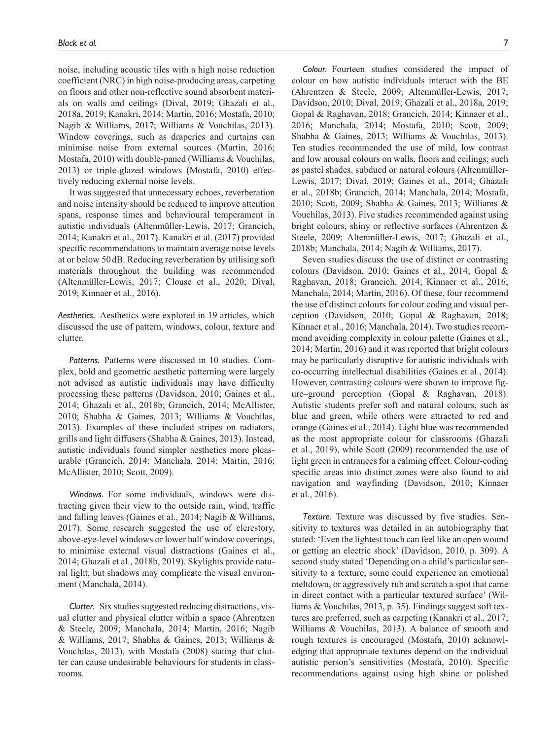noise, including acoustic tiles with a high noise reduction coefficient (NRC) in high noise-producing areas, carpeting on floors and other non-reflective sound absorbent materials on walls and ceilings (Dival, 2019; Ghazali et al., 2018a, 2019; Kanakri, 2014; Martin, 2016; Mostafa, 2010; Nagib & Williams, 2017; Williams & Vouchilas, 2013). Window coverings, such as draperies and curtains can minimise noise from external sources (Martin, 2016; Mostafa, 2010) with double-paned (Williams & Vouchilas, 2013) or triple-glazed windows (Mostafa, 2010) effectively reducing external noise levels.

It was suggested that unnecessary echoes, reverberation and noise intensity should be reduced to improve attention spans, response times and behavioural temperament in autistic individuals (Altenmüller-Lewis, 2017; Grancich, 2014; Kanakri et al., 2017). Kanakri et al. (2017) provided specific recommendations to maintain average noise levels at or below 50 dB. Reducing reverberation by utilising soft materials throughout the building was recommended (Altenmüller-Lewis, 2017; Clouse et al., 2020; Dival, 2019; Kinnaer et al., 2016).

*Aesthetics.* Aesthetics were explored in 19 articles, which discussed the use of pattern, windows, colour, texture and clutter.

*Patterns.* Patterns were discussed in 10 studies. Complex, bold and geometric aesthetic patterning were largely not advised as autistic individuals may have difficulty processing these patterns (Davidson, 2010; Gaines et al., 2014; Ghazali et al., 2018b; Grancich, 2014; McAllister, 2010; Shabha & Gaines, 2013; Williams & Vouchilas, 2013). Examples of these included stripes on radiators, grills and light diffusers (Shabha & Gaines, 2013). Instead, autistic individuals found simpler aesthetics more pleasurable (Grancich, 2014; Manchala, 2014; Martin, 2016; McAllister, 2010; Scott, 2009).

*Windows.* For some individuals, windows were distracting given their view to the outside rain, wind, traffic and falling leaves (Gaines et al., 2014; Nagib & Williams, 2017). Some research suggested the use of clerestory, above-eye-level windows or lower half window coverings, to minimise external visual distractions (Gaines et al., 2014; Ghazali et al., 2018b, 2019). Skylights provide natural light, but shadows may complicate the visual environment (Manchala, 2014).

*Clutter.* Six studies suggested reducing distractions, visual clutter and physical clutter within a space (Ahrentzen & Steele, 2009; Manchala, 2014; Martin, 2016; Nagib & Williams, 2017; Shabha & Gaines, 2013; Williams & Vouchilas, 2013), with Mostafa (2008) stating that clutter can cause undesirable behaviours for students in classrooms.

*Colour.* Fourteen studies considered the impact of colour on how autistic individuals interact with the BE (Ahrentzen & Steele, 2009; Altenmüller-Lewis, 2017; Davidson, 2010; Dival, 2019; Ghazali et al., 2018a, 2019; Gopal & Raghavan, 2018; Grancich, 2014; Kinnaer et al., 2016; Manchala, 2014; Mostafa, 2010; Scott, 2009; Shabha & Gaines, 2013; Williams & Vouchilas, 2013). Ten studies recommended the use of mild, low contrast and low arousal colours on walls, floors and ceilings; such as pastel shades, subdued or natural colours (Altenmüller-Lewis, 2017; Dival, 2019; Gaines et al., 2014; Ghazali et al., 2018b; Grancich, 2014; Manchala, 2014; Mostafa, 2010; Scott, 2009; Shabha & Gaines, 2013; Williams & Vouchilas, 2013). Five studies recommended against using bright colours, shiny or reflective surfaces (Ahrentzen & Steele, 2009; Altenmüller-Lewis, 2017; Ghazali et al., 2018b; Manchala, 2014; Nagib & Williams, 2017).

Seven studies discuss the use of distinct or contrasting colours (Davidson, 2010; Gaines et al., 2014; Gopal & Raghavan, 2018; Grancich, 2014; Kinnaer et al., 2016; Manchala, 2014; Martin, 2016). Of these, four recommend the use of distinct colours for colour coding and visual perception (Davidson, 2010; Gopal & Raghavan, 2018; Kinnaer et al., 2016; Manchala, 2014). Two studies recommend avoiding complexity in colour palette (Gaines et al., 2014; Martin, 2016) and it was reported that bright colours may be particularly disruptive for autistic individuals with co-occurring intellectual disabilities (Gaines et al., 2014). However, contrasting colours were shown to improve figure–ground perception (Gopal & Raghavan, 2018). Autistic students prefer soft and natural colours, such as blue and green, while others were attracted to red and orange (Gaines et al., 2014). Light blue was recommended as the most appropriate colour for classrooms (Ghazali et al., 2019), while Scott (2009) recommended the use of light green in entrances for a calming effect. Colour-coding specific areas into distinct zones were also found to aid navigation and wayfinding (Davidson, 2010; Kinnaer et al., 2016).

*Texture.* Texture was discussed by five studies. Sensitivity to textures was detailed in an autobiography that stated: 'Even the lightest touch can feel like an open wound or getting an electric shock' (Davidson, 2010, p. 309). A second study stated 'Depending on a child's particular sensitivity to a texture, some could experience an emotional meltdown, or aggressively rub and scratch a spot that came in direct contact with a particular textured surface' (Williams & Vouchilas, 2013, p. 35). Findings suggest soft textures are preferred, such as carpeting (Kanakri et al., 2017; Williams & Vouchilas, 2013). A balance of smooth and rough textures is encouraged (Mostafa, 2010) acknowledging that appropriate textures depend on the individual autistic person's sensitivities (Mostafa, 2010). Specific recommendations against using high shine or polished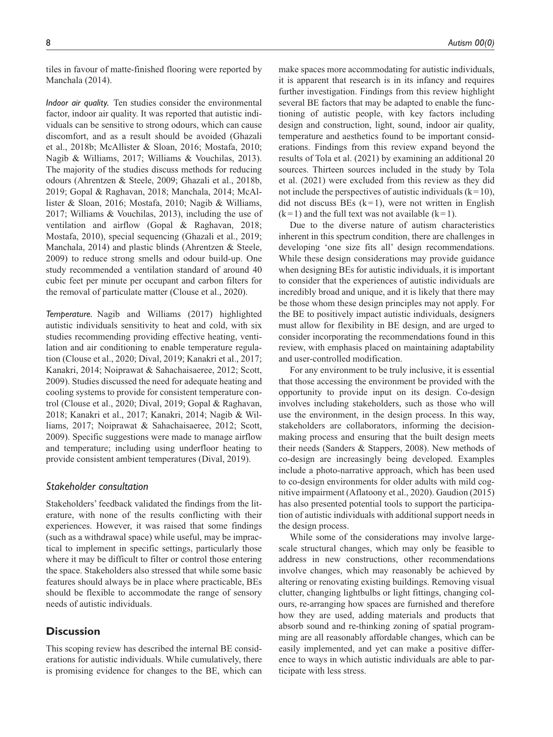tiles in favour of matte-finished flooring were reported by Manchala (2014).

*Indoor air quality.* Ten studies consider the environmental factor, indoor air quality. It was reported that autistic individuals can be sensitive to strong odours, which can cause discomfort, and as a result should be avoided (Ghazali et al., 2018b; McAllister & Sloan, 2016; Mostafa, 2010; Nagib & Williams, 2017; Williams & Vouchilas, 2013). The majority of the studies discuss methods for reducing odours (Ahrentzen & Steele, 2009; Ghazali et al., 2018b, 2019; Gopal & Raghavan, 2018; Manchala, 2014; McAllister & Sloan, 2016; Mostafa, 2010; Nagib & Williams, 2017; Williams & Vouchilas, 2013), including the use of ventilation and airflow (Gopal & Raghavan, 2018; Mostafa, 2010), special sequencing (Ghazali et al., 2019; Manchala, 2014) and plastic blinds (Ahrentzen & Steele, 2009) to reduce strong smells and odour build-up. One study recommended a ventilation standard of around 40 cubic feet per minute per occupant and carbon filters for the removal of particulate matter (Clouse et al., 2020).

*Temperature.* Nagib and Williams (2017) highlighted autistic individuals sensitivity to heat and cold, with six studies recommending providing effective heating, ventilation and air conditioning to enable temperature regulation (Clouse et al., 2020; Dival, 2019; Kanakri et al., 2017; Kanakri, 2014; Noiprawat & Sahachaisaeree, 2012; Scott, 2009). Studies discussed the need for adequate heating and cooling systems to provide for consistent temperature control (Clouse et al., 2020; Dival, 2019; Gopal & Raghavan, 2018; Kanakri et al., 2017; Kanakri, 2014; Nagib & Williams, 2017; Noiprawat & Sahachaisaeree, 2012; Scott, 2009). Specific suggestions were made to manage airflow and temperature; including using underfloor heating to provide consistent ambient temperatures (Dival, 2019).

### *Stakeholder consultation*

Stakeholders' feedback validated the findings from the literature, with none of the results conflicting with their experiences. However, it was raised that some findings (such as a withdrawal space) while useful, may be impractical to implement in specific settings, particularly those where it may be difficult to filter or control those entering the space. Stakeholders also stressed that while some basic features should always be in place where practicable, BEs should be flexible to accommodate the range of sensory needs of autistic individuals.

## Discussion

This scoping review has described the internal BE considerations for autistic individuals. While cumulatively, there is promising evidence for changes to the BE, which can make spaces more accommodating for autistic individuals, it is apparent that research is in its infancy and requires further investigation. Findings from this review highlight several BE factors that may be adapted to enable the functioning of autistic people, with key factors including design and construction, light, sound, indoor air quality, temperature and aesthetics found to be important considerations. Findings from this review expand beyond the results of Tola et al. (2021) by examining an additional 20 sources. Thirteen sources included in the study by Tola et al. (2021) were excluded from this review as they did not include the perspectives of autistic individuals ($k = 10$), did not discuss BEs ($k = 1$), were not written in English ($k = 1$) and the full text was not available ($k = 1$).

Due to the diverse nature of autism characteristics inherent in this spectrum condition, there are challenges in developing 'one size fits all' design recommendations. While these design considerations may provide guidance when designing BEs for autistic individuals, it is important to consider that the experiences of autistic individuals are incredibly broad and unique, and it is likely that there may be those whom these design principles may not apply. For the BE to positively impact autistic individuals, designers must allow for flexibility in BE design, and are urged to consider incorporating the recommendations found in this review, with emphasis placed on maintaining adaptability and user-controlled modification.

For any environment to be truly inclusive, it is essential that those accessing the environment be provided with the opportunity to provide input on its design. Co-design involves including stakeholders, such as those who will use the environment, in the design process. In this way, stakeholders are collaborators, informing the decision-making process and ensuring that the built design meets their needs (Sanders & Stappers, 2008). New methods of co-design are increasingly being developed. Examples include a photo-narrative approach, which has been used to co-design environments for older adults with mild cognitive impairment (Aflatoony et al., 2020). Gaudion (2015) has also presented potential tools to support the participation of autistic individuals with additional support needs in the design process.

While some of the considerations may involve large-scale structural changes, which may only be feasible to address in new constructions, other recommendations involve changes, which may reasonably be achieved by altering or renovating existing buildings. Removing visual clutter, changing lightbulbs or light fittings, changing colours, re-arranging how spaces are furnished and therefore how they are used, adding materials and products that absorb sound and re-thinking zoning of spatial programming are all reasonably affordable changes, which can be easily implemented, and yet can make a positive difference to ways in which autistic individuals are able to participate with less stress.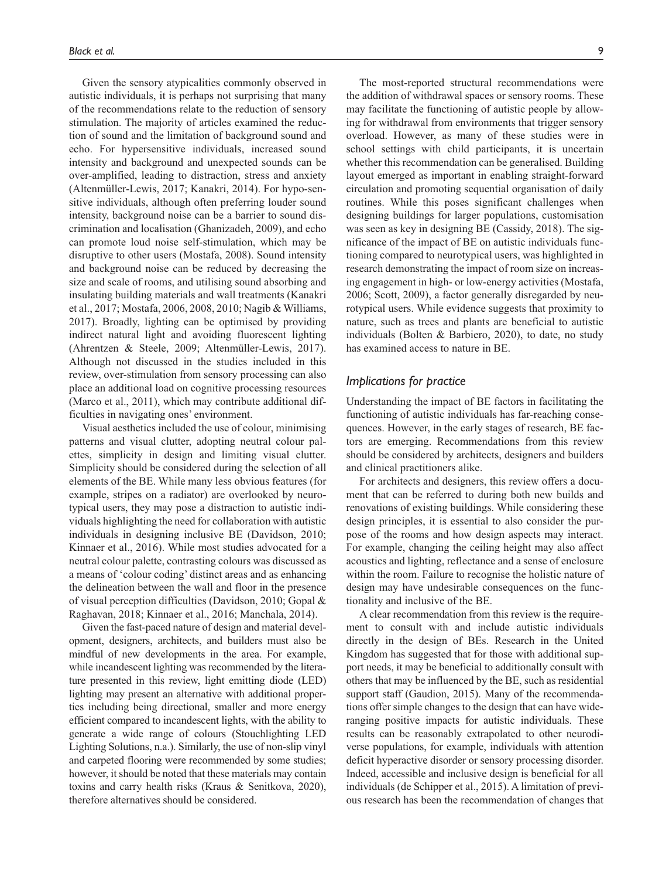Given the sensory atypicalities commonly observed in autistic individuals, it is perhaps not surprising that many of the recommendations relate to the reduction of sensory stimulation. The majority of articles examined the reduction of sound and the limitation of background sound and echo. For hypersensitive individuals, increased sound intensity and background and unexpected sounds can be over-amplified, leading to distraction, stress and anxiety (Altenmüller-Lewis, 2017; Kanakri, 2014). For hypo-sensitive individuals, although often preferring louder sound intensity, background noise can be a barrier to sound discrimination and localisation (Ghanizadeh, 2009), and echo can promote loud noise self-stimulation, which may be disruptive to other users (Mostafa, 2008). Sound intensity and background noise can be reduced by decreasing the size and scale of rooms, and utilising sound absorbing and insulating building materials and wall treatments (Kanakri et al., 2017; Mostafa, 2006, 2008, 2010; Nagib & Williams, 2017). Broadly, lighting can be optimised by providing indirect natural light and avoiding fluorescent lighting (Ahrentzen & Steele, 2009; Altenmüller-Lewis, 2017). Although not discussed in the studies included in this review, over-stimulation from sensory processing can also place an additional load on cognitive processing resources (Marco et al., 2011), which may contribute additional difficulties in navigating ones' environment.

Visual aesthetics included the use of colour, minimising patterns and visual clutter, adopting neutral colour palettes, simplicity in design and limiting visual clutter. Simplicity should be considered during the selection of all elements of the BE. While many less obvious features (for example, stripes on a radiator) are overlooked by neurotypical users, they may pose a distraction to autistic individuals highlighting the need for collaboration with autistic individuals in designing inclusive BE (Davidson, 2010; Kinnaer et al., 2016). While most studies advocated for a neutral colour palette, contrasting colours was discussed as a means of 'colour coding' distinct areas and as enhancing the delineation between the wall and floor in the presence of visual perception difficulties (Davidson, 2010; Gopal & Raghavan, 2018; Kinnaer et al., 2016; Manchala, 2014).

Given the fast-paced nature of design and material development, designers, architects, and builders must also be mindful of new developments in the area. For example, while incandescent lighting was recommended by the literature presented in this review, light emitting diode (LED) lighting may present an alternative with additional properties including being directional, smaller and more energy efficient compared to incandescent lights, with the ability to generate a wide range of colours (Stouchlighting LED Lighting Solutions, n.a.). Similarly, the use of non-slip vinyl and carpeted flooring were recommended by some studies; however, it should be noted that these materials may contain toxins and carry health risks (Kraus & Senitkova, 2020), therefore alternatives should be considered.

The most-reported structural recommendations were the addition of withdrawal spaces or sensory rooms. These may facilitate the functioning of autistic people by allowing for withdrawal from environments that trigger sensory overload. However, as many of these studies were in school settings with child participants, it is uncertain whether this recommendation can be generalised. Building layout emerged as important in enabling straight-forward circulation and promoting sequential organisation of daily routines. While this poses significant challenges when designing buildings for larger populations, customisation was seen as key in designing BE (Cassidy, 2018). The significance of the impact of BE on autistic individuals functioning compared to neurotypical users, was highlighted in research demonstrating the impact of room size on increasing engagement in high- or low-energy activities (Mostafa, 2006; Scott, 2009), a factor generally disregarded by neurotypical users. While evidence suggests that proximity to nature, such as trees and plants are beneficial to autistic individuals (Bolten & Barbiero, 2020), to date, no study has examined access to nature in BE.

### *Implications for practice*

Understanding the impact of BE factors in facilitating the functioning of autistic individuals has far-reaching consequences. However, in the early stages of research, BE factors are emerging. Recommendations from this review should be considered by architects, designers and builders and clinical practitioners alike.

For architects and designers, this review offers a document that can be referred to during both new builds and renovations of existing buildings. While considering these design principles, it is essential to also consider the purpose of the rooms and how design aspects may interact. For example, changing the ceiling height may also affect acoustics and lighting, reflectance and a sense of enclosure within the room. Failure to recognise the holistic nature of design may have undesirable consequences on the functionality and inclusive of the BE.

A clear recommendation from this review is the requirement to consult with and include autistic individuals directly in the design of BEs. Research in the United Kingdom has suggested that for those with additional support needs, it may be beneficial to additionally consult with others that may be influenced by the BE, such as residential support staff (Gaudion, 2015). Many of the recommendations offer simple changes to the design that can have wide-ranging positive impacts for autistic individuals. These results can be reasonably extrapolated to other neurodiverse populations, for example, individuals with attention deficit hyperactive disorder or sensory processing disorder. Indeed, accessible and inclusive design is beneficial for all individuals (de Schipper et al., 2015). A limitation of previous research has been the recommendation of changes that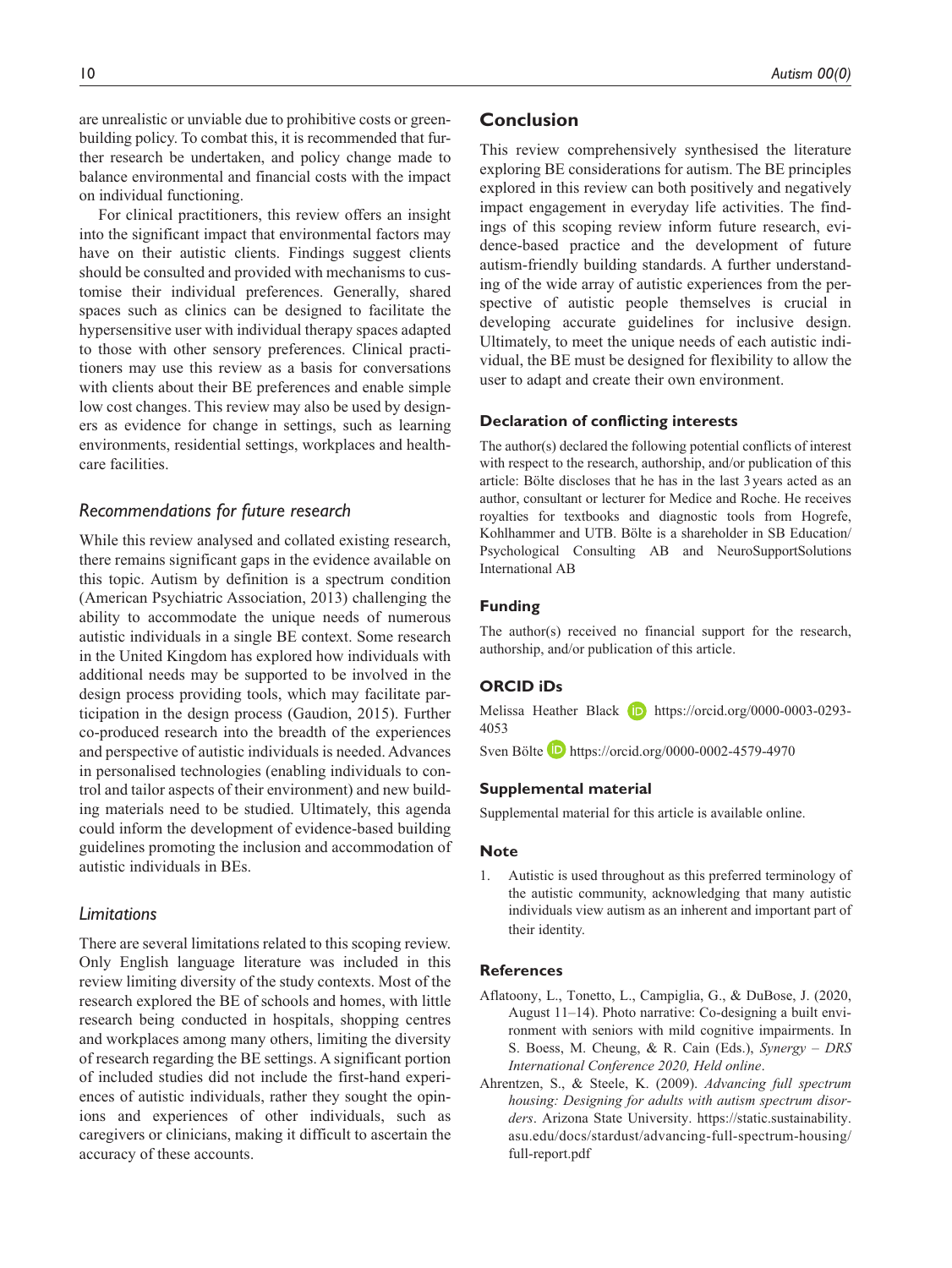are unrealistic or unviable due to prohibitive costs or green-building policy. To combat this, it is recommended that further research be undertaken, and policy change made to balance environmental and financial costs with the impact on individual functioning.

For clinical practitioners, this review offers an insight into the significant impact that environmental factors may have on their autistic clients. Findings suggest clients should be consulted and provided with mechanisms to customise their individual preferences. Generally, shared spaces such as clinics can be designed to facilitate the hypersensitive user with individual therapy spaces adapted to those with other sensory preferences. Clinical practitioners may use this review as a basis for conversations with clients about their BE preferences and enable simple low cost changes. This review may also be used by designers as evidence for change in settings, such as learning environments, residential settings, workplaces and healthcare facilities.

### *Recommendations for future research*

While this review analysed and collated existing research, there remains significant gaps in the evidence available on this topic. Autism by definition is a spectrum condition (American Psychiatric Association, 2013) challenging the ability to accommodate the unique needs of numerous autistic individuals in a single BE context. Some research in the United Kingdom has explored how individuals with additional needs may be supported to be involved in the design process providing tools, which may facilitate participation in the design process (Gaudion, 2015). Further co-produced research into the breadth of the experiences and perspective of autistic individuals is needed. Advances in personalised technologies (enabling individuals to control and tailor aspects of their environment) and new building materials need to be studied. Ultimately, this agenda could inform the development of evidence-based building guidelines promoting the inclusion and accommodation of autistic individuals in BEs.

### *Limitations*

There are several limitations related to this scoping review. Only English language literature was included in this review limiting diversity of the study contexts. Most of the research explored the BE of schools and homes, with little research being conducted in hospitals, shopping centres and workplaces among many others, limiting the diversity of research regarding the BE settings. A significant portion of included studies did not include the first-hand experiences of autistic individuals, rather they sought the opinions and experiences of other individuals, such as caregivers or clinicians, making it difficult to ascertain the accuracy of these accounts.

## Conclusion

This review comprehensively synthesised the literature exploring BE considerations for autism. The BE principles explored in this review can both positively and negatively impact engagement in everyday life activities. The findings of this scoping review inform future research, evidence-based practice and the development of future autism-friendly building standards. A further understanding of the wide array of autistic experiences from the perspective of autistic people themselves is crucial in developing accurate guidelines for inclusive design. Ultimately, to meet the unique needs of each autistic individual, the BE must be designed for flexibility to allow the user to adapt and create their own environment.

### Declaration of conflicting interests

The author(s) declared the following potential conflicts of interest with respect to the research, authorship, and/or publication of this article: Bölte discloses that he has in the last 3 years acted as an author, consultant or lecturer for Medice and Roche. He receives royalties for textbooks and diagnostic tools from Hogrefe, Kohlhammer and UTB. Bölte is a shareholder in SB Education/Psychological Consulting AB and NeuroSupportSolutions International AB

### Funding

The author(s) received no financial support for the research, authorship, and/or publication of this article.

### ORCID iDs

Melissa Heather Black https://orcid.org/0000-0003-0293-4053

Sven Bölte https://orcid.org/0000-0002-4579-4970

### Supplemental material

Supplemental material for this article is available online.

### Note

1. Autistic is used throughout as this preferred terminology of the autistic community, acknowledging that many autistic individuals view autism as an inherent and important part of their identity.

### References

Aflatoony, L., Tonetto, L., Campiglia, G., & DuBose, J. (2020, August 11–14). Photo narrative: Co-designing a built environment with seniors with mild cognitive impairments. In S. Boess, M. Cheung, & R. Cain (Eds.), *Synergy – DRS International Conference 2020, Held online*.

Ahrentzen, S., & Steele, K. (2009). *Advancing full spectrum housing: Designing for adults with autism spectrum disorders*. Arizona State University. https://static.sustainability.asu.edu/docs/stardust/advancing-full-spectrum-housing/full-report.pdf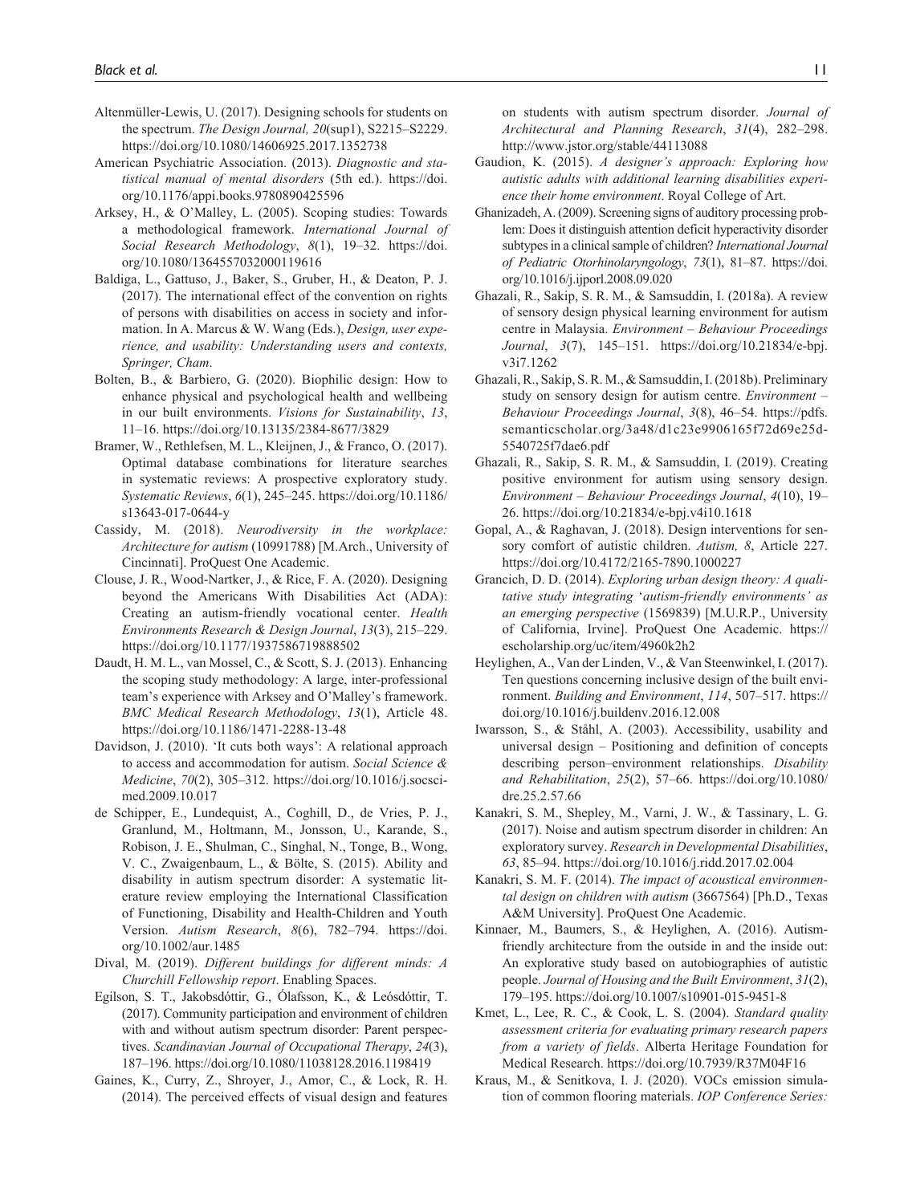Altenmüller-Lewis, U. (2017). Designing schools for students on the spectrum. *The Design Journal, 20*(sup1), S2215–S2229. https://doi.org/10.1080/14606925.2017.1352738

American Psychiatric Association. (2013). *Diagnostic and statistical manual of mental disorders* (5th ed.). https://doi.org/10.1176/appi.books.9780890425596

Arksey, H., & O'Malley, L. (2005). Scoping studies: Towards a methodological framework. *International Journal of Social Research Methodology*, *8*(1), 19–32. https://doi.org/10.1080/1364557032000119616

Baldiga, L., Gattuso, J., Baker, S., Gruber, H., & Deaton, P. J. (2017). The international effect of the convention on rights of persons with disabilities on access in society and information. In A. Marcus & W. Wang (Eds.), *Design, user experience, and usability: Understanding users and contexts, Springer, Cham*.

Bolten, B., & Barbiero, G. (2020). Biophilic design: How to enhance physical and psychological health and wellbeing in our built environments. *Visions for Sustainability*, *13*, 11–16. https://doi.org/10.13135/2384-8677/3829

Bramer, W., Rethlefsen, M. L., Kleijnen, J., & Franco, O. (2017). Optimal database combinations for literature searches in systematic reviews: A prospective exploratory study. *Systematic Reviews*, *6*(1), 245–245. https://doi.org/10.1186/s13643-017-0644-y

Cassidy, M. (2018). *Neurodiversity in the workplace: Architecture for autism* (10991788) [M.Arch., University of Cincinnati]. ProQuest One Academic.

Clouse, J. R., Wood-Nartker, J., & Rice, F. A. (2020). Designing beyond the Americans With Disabilities Act (ADA): Creating an autism-friendly vocational center. *Health Environments Research & Design Journal*, *13*(3), 215–229. https://doi.org/10.1177/1937586719888502

Daudt, H. M. L., van Mossel, C., & Scott, S. J. (2013). Enhancing the scoping study methodology: A large, inter-professional team's experience with Arksey and O'Malley's framework. *BMC Medical Research Methodology*, *13*(1), Article 48. https://doi.org/10.1186/1471-2288-13-48

Davidson, J. (2010). 'It cuts both ways': A relational approach to access and accommodation for autism. *Social Science & Medicine*, *70*(2), 305–312. https://doi.org/10.1016/j.socscimed.2009.10.017

de Schipper, E., Lundequist, A., Coghill, D., de Vries, P. J., Granlund, M., Holtmann, M., Jonsson, U., Karande, S., Robison, J. E., Shulman, C., Singhal, N., Tonge, B., Wong, V. C., Zwaigenbaum, L., & Bölte, S. (2015). Ability and disability in autism spectrum disorder: A systematic literature review employing the International Classification of Functioning, Disability and Health-Children and Youth Version. *Autism Research*, *8*(6), 782–794. https://doi.org/10.1002/aur.1485

Dival, M. (2019). *Different buildings for different minds: A Churchill Fellowship report*. Enabling Spaces.

Egilson, S. T., Jakobsdóttir, G., Ólafsson, K., & Leósdóttir, T. (2017). Community participation and environment of children with and without autism spectrum disorder: Parent perspectives. *Scandinavian Journal of Occupational Therapy*, *24*(3), 187–196. https://doi.org/10.1080/11038128.2016.1198419

Gaines, K., Curry, Z., Shroyer, J., Amor, C., & Lock, R. H. (2014). The perceived effects of visual design and features on students with autism spectrum disorder. *Journal of Architectural and Planning Research*, *31*(4), 282–298. http://www.jstor.org/stable/44113088

Gaudion, K. (2015). *A designer's approach: Exploring how autistic adults with additional learning disabilities experience their home environment*. Royal College of Art.

Ghanizadeh, A. (2009). Screening signs of auditory processing problem: Does it distinguish attention deficit hyperactivity disorder subtypes in a clinical sample of children? *International Journal of Pediatric Otorhinolaryngology*, *73*(1), 81–87. https://doi.org/10.1016/j.ijporl.2008.09.020

Ghazali, R., Sakip, S. R. M., & Samsuddin, I. (2018a). A review of sensory design physical learning environment for autism centre in Malaysia. *Environment – Behaviour Proceedings Journal*, *3*(7), 145–151. https://doi.org/10.21834/e-bpj.v3i7.1262

Ghazali, R., Sakip, S. R. M., & Samsuddin, I. (2018b). Preliminary study on sensory design for autism centre. *Environment – Behaviour Proceedings Journal*, *3*(8), 46–54. https://pdfs.semanticscholar.org/3a48/d1c23e9906165f72d69e25d5540725f7dae6.pdf

Ghazali, R., Sakip, S. R. M., & Samsuddin, I. (2019). Creating positive environment for autism using sensory design. *Environment – Behaviour Proceedings Journal*, *4*(10), 19–26. https://doi.org/10.21834/e-bpj.v4i10.1618

Gopal, A., & Raghavan, J. (2018). Design interventions for sensory comfort of autistic children. *Autism, 8*, Article 227. https://doi.org/10.4172/2165-7890.1000227

Grancich, D. D. (2014). *Exploring urban design theory: A qualitative study integrating 'autism-friendly environments' as an emerging perspective* (1569839) [M.U.R.P., University of California, Irvine]. ProQuest One Academic. https://escholarship.org/uc/item/4960k2h2

Heylighen, A., Van der Linden, V., & Van Steenwinkel, I. (2017). Ten questions concerning inclusive design of the built environment. *Building and Environment*, *114*, 507–517. https://doi.org/10.1016/j.buildenv.2016.12.008

Iwarsson, S., & Ståhl, A. (2003). Accessibility, usability and universal design – Positioning and definition of concepts describing person–environment relationships. *Disability and Rehabilitation*, *25*(2), 57–66. https://doi.org/10.1080/dre.25.2.57.66

Kanakri, S. M., Shepley, M., Varni, J. W., & Tassinary, L. G. (2017). Noise and autism spectrum disorder in children: An exploratory survey. *Research in Developmental Disabilities*, *63*, 85–94. https://doi.org/10.1016/j.ridd.2017.02.004

Kanakri, S. M. F. (2014). *The impact of acoustical environmental design on children with autism* (3667564) [Ph.D., Texas A&M University]. ProQuest One Academic.

Kinnaer, M., Baumers, S., & Heylighen, A. (2016). Autism-friendly architecture from the outside in and the inside out: An explorative study based on autobiographies of autistic people. *Journal of Housing and the Built Environment*, *31*(2), 179–195. https://doi.org/10.1007/s10901-015-9451-8

Kmet, L., Lee, R. C., & Cook, L. S. (2004). *Standard quality assessment criteria for evaluating primary research papers from a variety of fields*. Alberta Heritage Foundation for Medical Research. https://doi.org/10.7939/R37M04F16

Kraus, M., & Senitkova, I. J. (2020). VOCs emission simulation of common flooring materials. *IOP Conference Series:*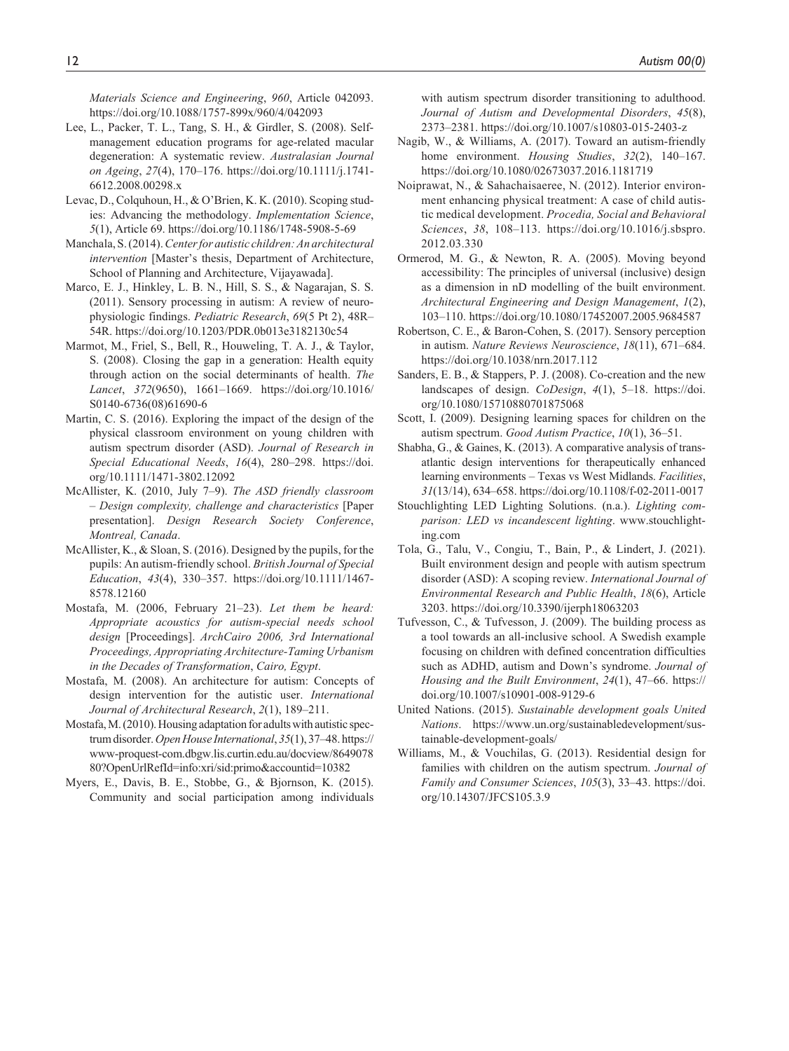*Materials Science and Engineering*, *960*, Article 042093. https://doi.org/10.1088/1757-899x/960/4/042093

Lee, L., Packer, T. L., Tang, S. H., & Girdler, S. (2008). Self-management education programs for age-related macular degeneration: A systematic review. *Australasian Journal on Ageing*, *27*(4), 170–176. https://doi.org/10.1111/j.1741-6612.2008.00298.x

Levac, D., Colquhoun, H., & O'Brien, K. K. (2010). Scoping studies: Advancing the methodology. *Implementation Science*, *5*(1), Article 69. https://doi.org/10.1186/1748-5908-5-69

Manchala, S. (2014). *Center for autistic children: An architectural intervention* [Master's thesis, Department of Architecture, School of Planning and Architecture, Vijayawada].

Marco, E. J., Hinkley, L. B. N., Hill, S. S., & Nagarajan, S. S. (2011). Sensory processing in autism: A review of neurophysiologic findings. *Pediatric Research*, *69*(5 Pt 2), 48R–54R. https://doi.org/10.1203/PDR.0b013e3182130c54

Marmot, M., Friel, S., Bell, R., Houweling, T. A. J., & Taylor, S. (2008). Closing the gap in a generation: Health equity through action on the social determinants of health. *The Lancet*, *372*(9650), 1661–1669. https://doi.org/10.1016/S0140-6736(08)61690-6

Martin, C. S. (2016). Exploring the impact of the design of the physical classroom environment on young children with autism spectrum disorder (ASD). *Journal of Research in Special Educational Needs*, *16*(4), 280–298. https://doi.org/10.1111/1471-3802.12092

McAllister, K. (2010, July 7–9). *The ASD friendly classroom – Design complexity, challenge and characteristics* [Paper presentation]. *Design Research Society Conference*, *Montreal, Canada*.

McAllister, K., & Sloan, S. (2016). Designed by the pupils, for the pupils: An autism-friendly school. *British Journal of Special Education*, *43*(4), 330–357. https://doi.org/10.1111/1467-8578.12160

Mostafa, M. (2006, February 21–23). *Let them be heard: Appropriate acoustics for autism-special needs school design* [Proceedings]. *ArchCairo 2006, 3rd International Proceedings, Appropriating Architecture-Taming Urbanism in the Decades of Transformation*, *Cairo, Egypt*.

Mostafa, M. (2008). An architecture for autism: Concepts of design intervention for the autistic user. *International Journal of Architectural Research*, *2*(1), 189–211.

Mostafa, M. (2010). Housing adaptation for adults with autistic spectrum disorder. *Open House International*, *35*(1), 37–48. https://www-proquest-com.dbgw.lis.curtin.edu.au/docview/864907880?OpenUrlRefId=info:xri/sid:primo&accountid=10382

Myers, E., Davis, B. E., Stobbe, G., & Bjornson, K. (2015). Community and social participation among individuals with autism spectrum disorder transitioning to adulthood. *Journal of Autism and Developmental Disorders*, *45*(8), 2373–2381. https://doi.org/10.1007/s10803-015-2403-z

Nagib, W., & Williams, A. (2017). Toward an autism-friendly home environment. *Housing Studies*, *32*(2), 140–167. https://doi.org/10.1080/02673037.2016.1181719

Noiprawat, N., & Sahachaisaeree, N. (2012). Interior environment enhancing physical treatment: A case of child autistic medical development. *Procedia, Social and Behavioral Sciences*, *38*, 108–113. https://doi.org/10.1016/j.sbspro.2012.03.330

Ormerod, M. G., & Newton, R. A. (2005). Moving beyond accessibility: The principles of universal (inclusive) design as a dimension in nD modelling of the built environment. *Architectural Engineering and Design Management*, *1*(2), 103–110. https://doi.org/10.1080/17452007.2005.9684587

Robertson, C. E., & Baron-Cohen, S. (2017). Sensory perception in autism. *Nature Reviews Neuroscience*, *18*(11), 671–684. https://doi.org/10.1038/nrn.2017.112

Sanders, E. B., & Stappers, P. J. (2008). Co-creation and the new landscapes of design. *CoDesign*, *4*(1), 5–18. https://doi.org/10.1080/15710880701875068

Scott, I. (2009). Designing learning spaces for children on the autism spectrum. *Good Autism Practice*, *10*(1), 36–51.

Shabha, G., & Gaines, K. (2013). A comparative analysis of transatlantic design interventions for therapeutically enhanced learning environments – Texas vs West Midlands. *Facilities*, *31*(13/14), 634–658. https://doi.org/10.1108/f-02-2011-0017

Stouchlighting LED Lighting Solutions. (n.a.). *Lighting comparison: LED vs incandescent lighting*. www.stouchlighting.com

Tola, G., Talu, V., Congiu, T., Bain, P., & Lindert, J. (2021). Built environment design and people with autism spectrum disorder (ASD): A scoping review. *International Journal of Environmental Research and Public Health*, *18*(6), Article 3203. https://doi.org/10.3390/ijerph18063203

Tufvesson, C., & Tufvesson, J. (2009). The building process as a tool towards an all-inclusive school. A Swedish example focusing on children with defined concentration difficulties such as ADHD, autism and Down's syndrome. *Journal of Housing and the Built Environment*, *24*(1), 47–66. https://doi.org/10.1007/s10901-008-9129-6

United Nations. (2015). *Sustainable development goals United Nations*. https://www.un.org/sustainabledevelopment/sustainable-development-goals/

Williams, M., & Vouchilas, G. (2013). Residential design for families with children on the autism spectrum. *Journal of Family and Consumer Sciences*, *105*(3), 33–43. https://doi.org/10.14307/JFCS105.3.9